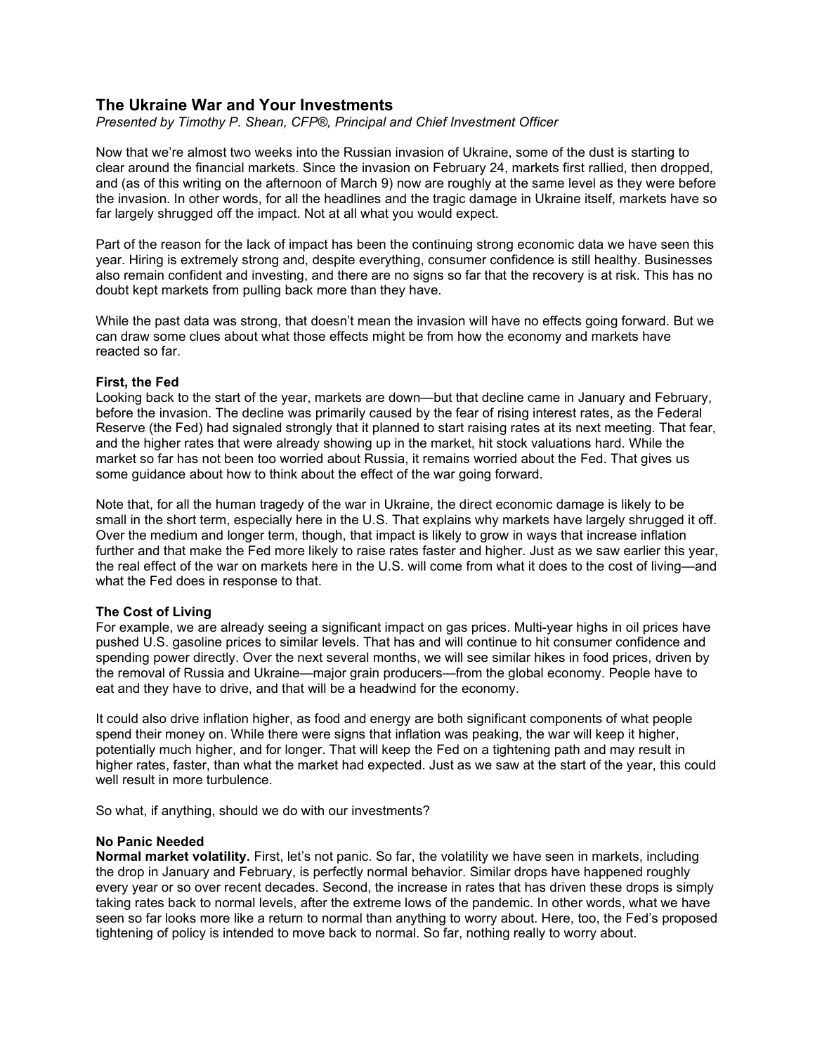# The Ukraine War and Your Investments

*Presented by Timothy P. Shean, CFP®, Principal and Chief Investment Officer*

Now that we're almost two weeks into the Russian invasion of Ukraine, some of the dust is starting to clear around the financial markets. Since the invasion on February 24, markets first rallied, then dropped, and (as of this writing on the afternoon of March 9) now are roughly at the same level as they were before the invasion. In other words, for all the headlines and the tragic damage in Ukraine itself, markets have so far largely shrugged off the impact. Not at all what you would expect.

Part of the reason for the lack of impact has been the continuing strong economic data we have seen this year. Hiring is extremely strong and, despite everything, consumer confidence is still healthy. Businesses also remain confident and investing, and there are no signs so far that the recovery is at risk. This has no doubt kept markets from pulling back more than they have.

While the past data was strong, that doesn't mean the invasion will have no effects going forward. But we can draw some clues about what those effects might be from how the economy and markets have reacted so far.

**First, the Fed**

Looking back to the start of the year, markets are down—but that decline came in January and February, before the invasion. The decline was primarily caused by the fear of rising interest rates, as the Federal Reserve (the Fed) had signaled strongly that it planned to start raising rates at its next meeting. That fear, and the higher rates that were already showing up in the market, hit stock valuations hard. While the market so far has not been too worried about Russia, it remains worried about the Fed. That gives us some guidance about how to think about the effect of the war going forward.

Note that, for all the human tragedy of the war in Ukraine, the direct economic damage is likely to be small in the short term, especially here in the U.S. That explains why markets have largely shrugged it off. Over the medium and longer term, though, that impact is likely to grow in ways that increase inflation further and that make the Fed more likely to raise rates faster and higher. Just as we saw earlier this year, the real effect of the war on markets here in the U.S. will come from what it does to the cost of living—and what the Fed does in response to that.

**The Cost of Living**

For example, we are already seeing a significant impact on gas prices. Multi-year highs in oil prices have pushed U.S. gasoline prices to similar levels. That has and will continue to hit consumer confidence and spending power directly. Over the next several months, we will see similar hikes in food prices, driven by the removal of Russia and Ukraine—major grain producers—from the global economy. People have to eat and they have to drive, and that will be a headwind for the economy.

It could also drive inflation higher, as food and energy are both significant components of what people spend their money on. While there were signs that inflation was peaking, the war will keep it higher, potentially much higher, and for longer. That will keep the Fed on a tightening path and may result in higher rates, faster, than what the market had expected. Just as we saw at the start of the year, this could well result in more turbulence.

So what, if anything, should we do with our investments?

**No Panic Needed**

**Normal market volatility.** First, let's not panic. So far, the volatility we have seen in markets, including the drop in January and February, is perfectly normal behavior. Similar drops have happened roughly every year or so over recent decades. Second, the increase in rates that has driven these drops is simply taking rates back to normal levels, after the extreme lows of the pandemic. In other words, what we have seen so far looks more like a return to normal than anything to worry about. Here, too, the Fed's proposed tightening of policy is intended to move back to normal. So far, nothing really to worry about.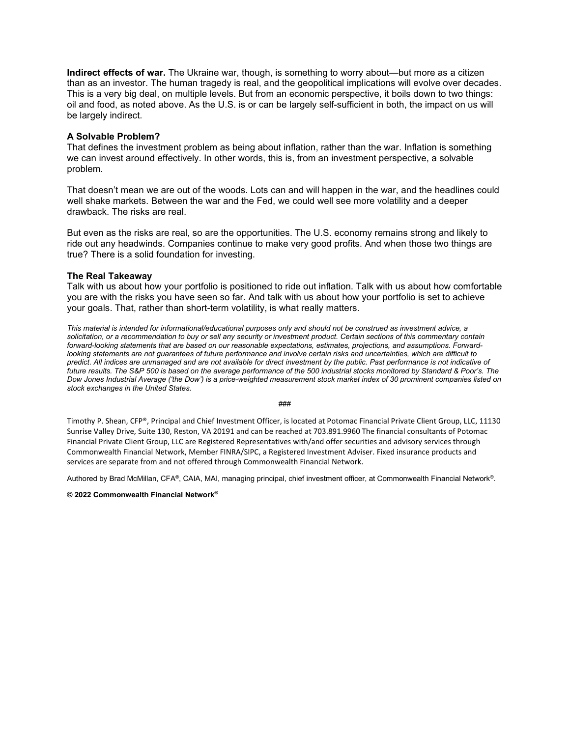**Indirect effects of war.** The Ukraine war, though, is something to worry about—but more as a citizen than as an investor. The human tragedy is real, and the geopolitical implications will evolve over decades. This is a very big deal, on multiple levels. But from an economic perspective, it boils down to two things: oil and food, as noted above. As the U.S. is or can be largely self-sufficient in both, the impact on us will be largely indirect.

### A Solvable Problem?

That defines the investment problem as being about inflation, rather than the war. Inflation is something we can invest around effectively. In other words, this is, from an investment perspective, a solvable problem.

That doesn't mean we are out of the woods. Lots can and will happen in the war, and the headlines could well shake markets. Between the war and the Fed, we could well see more volatility and a deeper drawback. The risks are real.

But even as the risks are real, so are the opportunities. The U.S. economy remains strong and likely to ride out any headwinds. Companies continue to make very good profits. And when those two things are true? There is a solid foundation for investing.

### The Real Takeaway

Talk with us about how your portfolio is positioned to ride out inflation. Talk with us about how comfortable you are with the risks you have seen so far. And talk with us about how your portfolio is set to achieve your goals. That, rather than short-term volatility, is what really matters.

*This material is intended for informational/educational purposes only and should not be construed as investment advice, a solicitation, or a recommendation to buy or sell any security or investment product. Certain sections of this commentary contain forward-looking statements that are based on our reasonable expectations, estimates, projections, and assumptions. Forward-looking statements are not guarantees of future performance and involve certain risks and uncertainties, which are difficult to predict. All indices are unmanaged and are not available for direct investment by the public. Past performance is not indicative of future results. The S&P 500 is based on the average performance of the 500 industrial stocks monitored by Standard & Poor's. The Dow Jones Industrial Average ('the Dow') is a price-weighted measurement stock market index of 30 prominent companies listed on stock exchanges in the United States.*

###

Timothy P. Shean, CFP®, Principal and Chief Investment Officer, is located at Potomac Financial Private Client Group, LLC, 11130 Sunrise Valley Drive, Suite 130, Reston, VA 20191 and can be reached at 703.891.9960 The financial consultants of Potomac Financial Private Client Group, LLC are Registered Representatives with/and offer securities and advisory services through Commonwealth Financial Network, Member FINRA/SIPC, a Registered Investment Adviser. Fixed insurance products and services are separate from and not offered through Commonwealth Financial Network.

Authored by Brad McMillan, CFA®, CAIA, MAI, managing principal, chief investment officer, at Commonwealth Financial Network®.

**© 2022 Commonwealth Financial Network®**